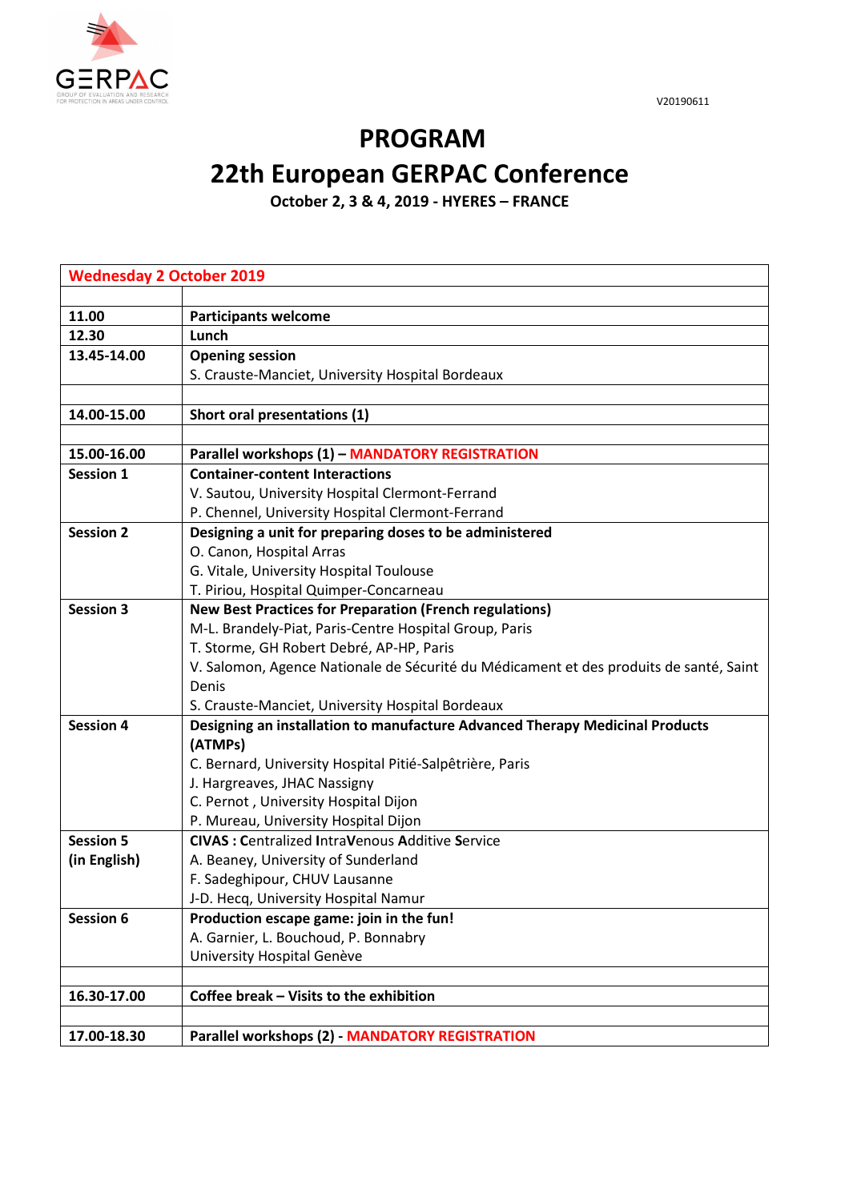V20190611

# PROGRAM

# 22th European GERPAC Conference

**October 2, 3 & 4, 2019 - HYERES – FRANCE**

| **Wednesday 2 October 2019** | |
|---|---|
| | |
| **11.00** | **Participants welcome** |
| **12.30** | **Lunch** |
| **13.45-14.00** | **Opening session**<br>S. Crauste-Manciet, University Hospital Bordeaux |
| | |
| **14.00-15.00** | **Short oral presentations (1)** |
| | |
| **15.00-16.00** | **Parallel workshops (1) – MANDATORY REGISTRATION** |
| **Session 1** | **Container-content Interactions**<br>V. Sautou, University Hospital Clermont-Ferrand<br>P. Chennel, University Hospital Clermont-Ferrand |
| **Session 2** | **Designing a unit for preparing doses to be administered**<br>O. Canon, Hospital Arras<br>G. Vitale, University Hospital Toulouse<br>T. Piriou, Hospital Quimper-Concarneau |
| **Session 3** | **New Best Practices for Preparation (French regulations)**<br>M-L. Brandely-Piat, Paris-Centre Hospital Group, Paris<br>T. Storme, GH Robert Debré, AP-HP, Paris<br>V. Salomon, Agence Nationale de Sécurité du Médicament et des produits de santé, Saint Denis<br>S. Crauste-Manciet, University Hospital Bordeaux |
| **Session 4** | **Designing an installation to manufacture Advanced Therapy Medicinal Products (ATMPs)**<br>C. Bernard, University Hospital Pitié-Salpêtrière, Paris<br>J. Hargreaves, JHAC Nassigny<br>C. Pernot , University Hospital Dijon<br>P. Mureau, University Hospital Dijon |
| **Session 5 (in English)** | **CIVAS : C**entralized **I**ntra**V**enous **A**dditive **S**ervice<br>A. Beaney, University of Sunderland<br>F. Sadeghipour, CHUV Lausanne<br>J-D. Hecq, University Hospital Namur |
| **Session 6** | **Production escape game: join in the fun!**<br>A. Garnier, L. Bouchoud, P. Bonnabry<br>University Hospital Genève |
| | |
| **16.30-17.00** | **Coffee break – Visits to the exhibition** |
| | |
| **17.00-18.30** | **Parallel workshops (2) - MANDATORY REGISTRATION** |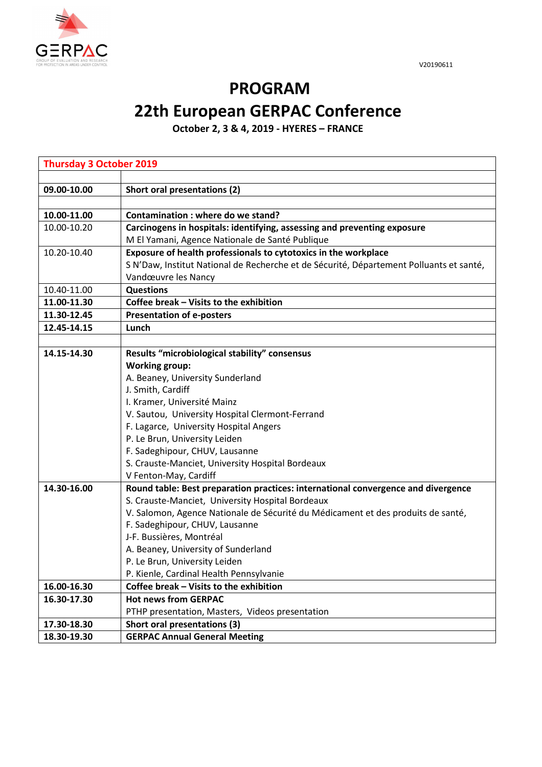V20190611

# PROGRAM

# 22th European GERPAC Conference

**October 2, 3 & 4, 2019 - HYERES – FRANCE**

| Thursday 3 October 2019 | |
|---|---|
| | |
| **09.00-10.00** | **Short oral presentations (2)** |
| | |
| **10.00-11.00** | **Contamination : where do we stand?** |
| 10.00-10.20 | **Carcinogens in hospitals: identifying, assessing and preventing exposure**<br>M El Yamani, Agence Nationale de Santé Publique |
| 10.20-10.40 | **Exposure of health professionals to cytotoxics in the workplace**<br>S N'Daw, Institut National de Recherche et de Sécurité, Département Polluants et santé, Vandœuvre les Nancy |
| 10.40-11.00 | **Questions** |
| **11.00-11.30** | **Coffee break – Visits to the exhibition** |
| **11.30-12.45** | **Presentation of e-posters** |
| **12.45-14.15** | **Lunch** |
| | |
| **14.15-14.30** | **Results "microbiological stability" consensus**<br>**Working group:**<br>A. Beaney, University Sunderland<br>J. Smith, Cardiff<br>I. Kramer, Université Mainz<br>V. Sautou, University Hospital Clermont-Ferrand<br>F. Lagarce, University Hospital Angers<br>P. Le Brun, University Leiden<br>F. Sadeghipour, CHUV, Lausanne<br>S. Crauste-Manciet, University Hospital Bordeaux<br>V Fenton-May, Cardiff |
| **14.30-16.00** | **Round table: Best preparation practices: international convergence and divergence**<br>S. Crauste-Manciet, University Hospital Bordeaux<br>V. Salomon, Agence Nationale de Sécurité du Médicament et des produits de santé,<br>F. Sadeghipour, CHUV, Lausanne<br>J-F. Bussières, Montréal<br>A. Beaney, University of Sunderland<br>P. Le Brun, University Leiden<br>P. Kienle, Cardinal Health Pennsylvanie |
| **16.00-16.30** | **Coffee break – Visits to the exhibition** |
| **16.30-17.30** | **Hot news from GERPAC**<br>PTHP presentation, Masters, Videos presentation |
| **17.30-18.30** | **Short oral presentations (3)** |
| **18.30-19.30** | **GERPAC Annual General Meeting** |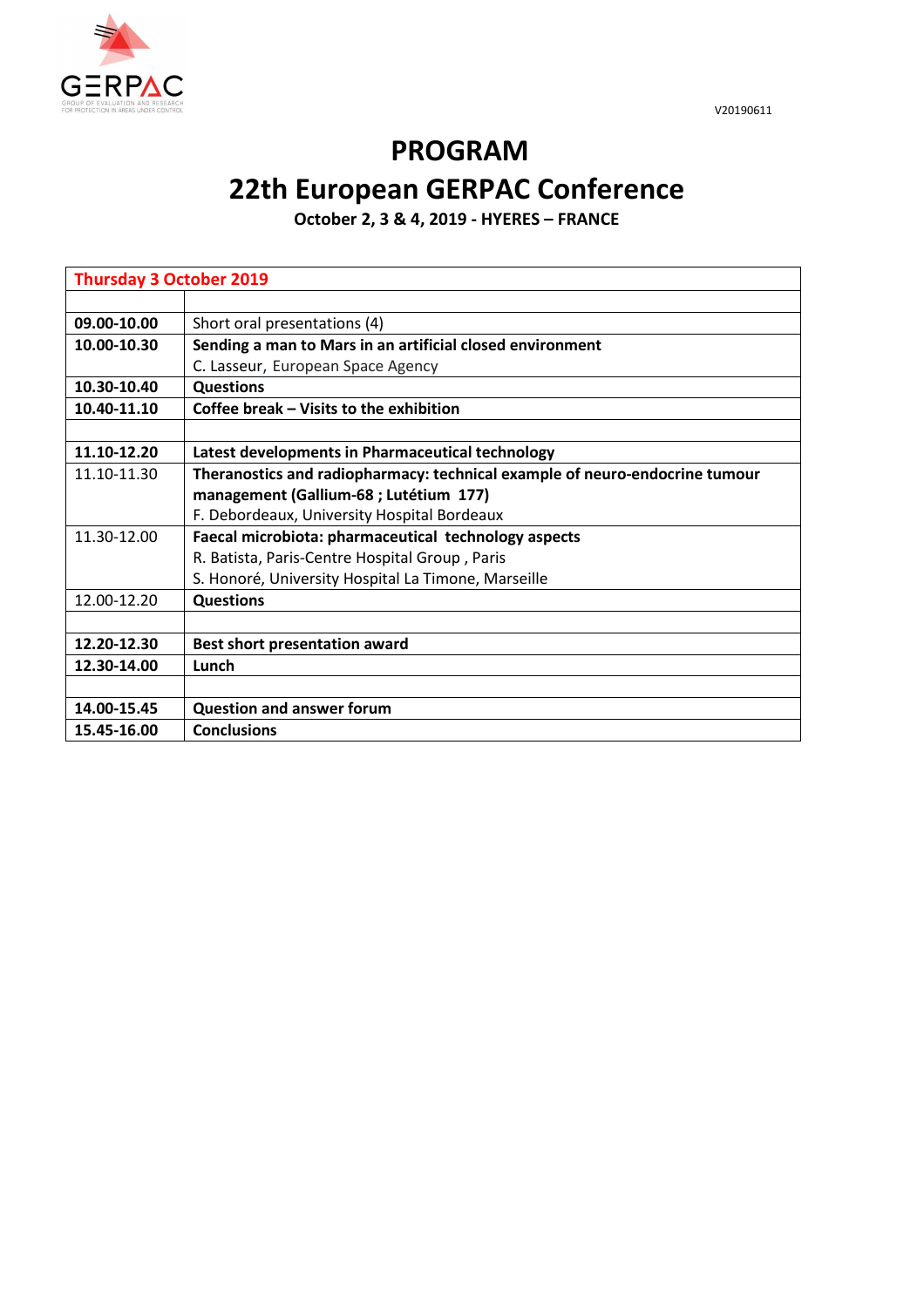V20190611

# PROGRAM

# 22th European GERPAC Conference

**October 2, 3 & 4, 2019 - HYERES – FRANCE**

| Thursday 3 October 2019 | |
|---|---|
| | |
| **09.00-10.00** | Short oral presentations (4) |
| **10.00-10.30** | **Sending a man to Mars in an artificial closed environment**<br>C. Lasseur, European Space Agency |
| **10.30-10.40** | **Questions** |
| **10.40-11.10** | **Coffee break – Visits to the exhibition** |
| | |
| **11.10-12.20** | **Latest developments in Pharmaceutical technology** |
| 11.10-11.30 | **Theranostics and radiopharmacy: technical example of neuro-endocrine tumour management (Gallium-68 ; Lutétium 177)**<br>F. Debordeaux, University Hospital Bordeaux |
| 11.30-12.00 | **Faecal microbiota: pharmaceutical technology aspects**<br>R. Batista, Paris-Centre Hospital Group , Paris<br>S. Honoré, University Hospital La Timone, Marseille |
| 12.00-12.20 | **Questions** |
| | |
| **12.20-12.30** | **Best short presentation award** |
| **12.30-14.00** | **Lunch** |
| | |
| **14.00-15.45** | **Question and answer forum** |
| **15.45-16.00** | **Conclusions** |